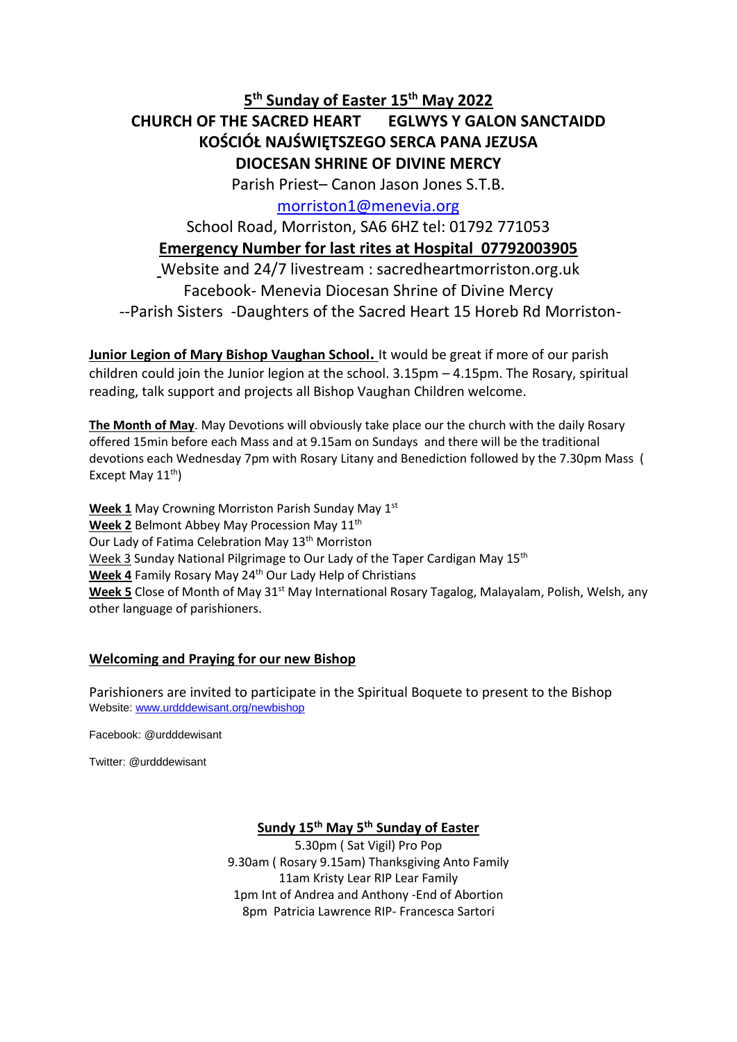## 5th Sunday of Easter 15th May 2022

## CHURCH OF THE SACRED HEART EGLWYS Y GALON SANCTAIDD

## KOŚCIÓŁ NAJŚWIĘTSZEGO SERCA PANA JEZUSA

## DIOCESAN SHRINE OF DIVINE MERCY

Parish Priest– Canon Jason Jones S.T.B.

morriston1@menevia.org

School Road, Morriston, SA6 6HZ tel: 01792 771053

**Emergency Number for last rites at Hospital 07792003905**

Website and 24/7 livestream : sacredheartmorriston.org.uk

Facebook- Menevia Diocesan Shrine of Divine Mercy

--Parish Sisters -Daughters of the Sacred Heart 15 Horeb Rd Morriston-

**Junior Legion of Mary Bishop Vaughan School.** It would be great if more of our parish children could join the Junior legion at the school. 3.15pm – 4.15pm. The Rosary, spiritual reading, talk support and projects all Bishop Vaughan Children welcome.

**The Month of May**. May Devotions will obviously take place our the church with the daily Rosary offered 15min before each Mass and at 9.15am on Sundays and there will be the traditional devotions each Wednesday 7pm with Rosary Litany and Benediction followed by the 7.30pm Mass ( Except May 11th)

**Week 1** May Crowning Morriston Parish Sunday May 1st
**Week 2** Belmont Abbey May Procession May 11th
Our Lady of Fatima Celebration May 13th Morriston
Week 3 Sunday National Pilgrimage to Our Lady of the Taper Cardigan May 15th
**Week 4** Family Rosary May 24th Our Lady Help of Christians
**Week 5** Close of Month of May 31st May International Rosary Tagalog, Malayalam, Polish, Welsh, any other language of parishioners.

### Welcoming and Praying for our new Bishop

Parishioners are invited to participate in the Spiritual Boquete to present to the Bishop
Website: www.urdddewisant.org/newbishop

Facebook: @urdddewisant

Twitter: @urdddewisant

### Sundy 15th May 5th Sunday of Easter

5.30pm ( Sat Vigil) Pro Pop
9.30am ( Rosary 9.15am) Thanksgiving Anto Family
11am Kristy Lear RIP Lear Family
1pm Int of Andrea and Anthony -End of Abortion
8pm Patricia Lawrence RIP- Francesca Sartori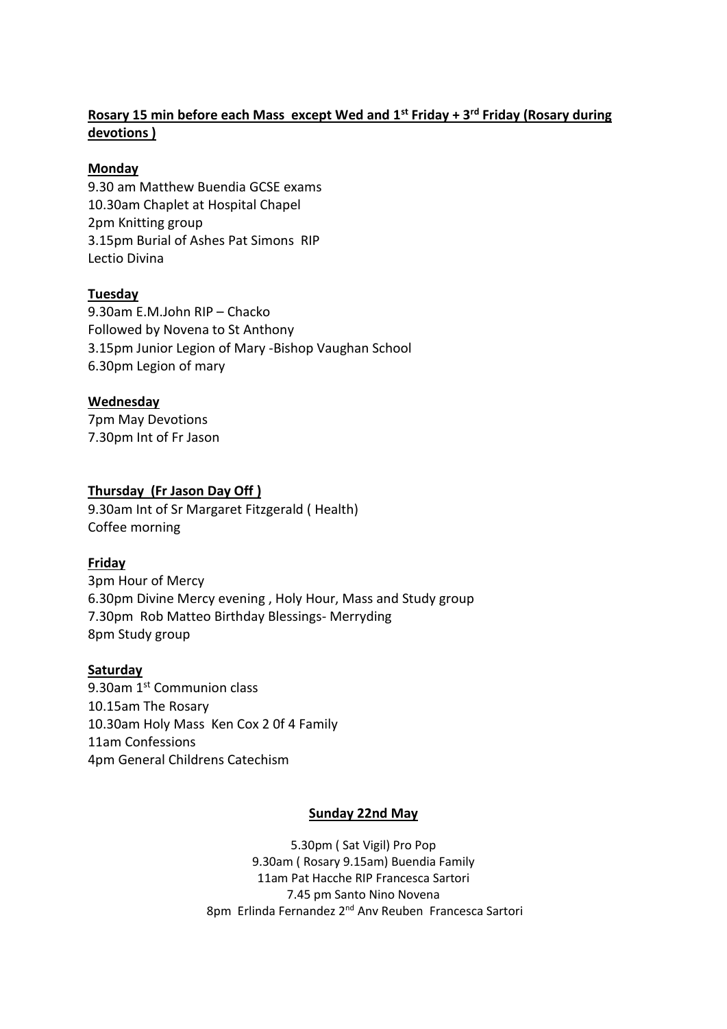**Rosary 15 min before each Mass except Wed and 1st Friday + 3rd Friday (Rosary during devotions )**

**Monday**

9.30 am Matthew Buendia GCSE exams
10.30am Chaplet at Hospital Chapel
2pm Knitting group
3.15pm Burial of Ashes Pat Simons RIP
Lectio Divina

**Tuesday**

9.30am E.M.John RIP – Chacko
Followed by Novena to St Anthony
3.15pm Junior Legion of Mary -Bishop Vaughan School
6.30pm Legion of mary

**Wednesday**

7pm May Devotions
7.30pm Int of Fr Jason

**Thursday (Fr Jason Day Off )**

9.30am Int of Sr Margaret Fitzgerald ( Health)
Coffee morning

**Friday**

3pm Hour of Mercy
6.30pm Divine Mercy evening , Holy Hour, Mass and Study group
7.30pm Rob Matteo Birthday Blessings- Merryding
8pm Study group

**Saturday**

9.30am 1st Communion class
10.15am The Rosary
10.30am Holy Mass Ken Cox 2 0f 4 Family
11am Confessions
4pm General Childrens Catechism

**Sunday 22nd May**

5.30pm ( Sat Vigil) Pro Pop
9.30am ( Rosary 9.15am) Buendia Family
11am Pat Hacche RIP Francesca Sartori
7.45 pm Santo Nino Novena
8pm Erlinda Fernandez 2nd Anv Reuben Francesca Sartori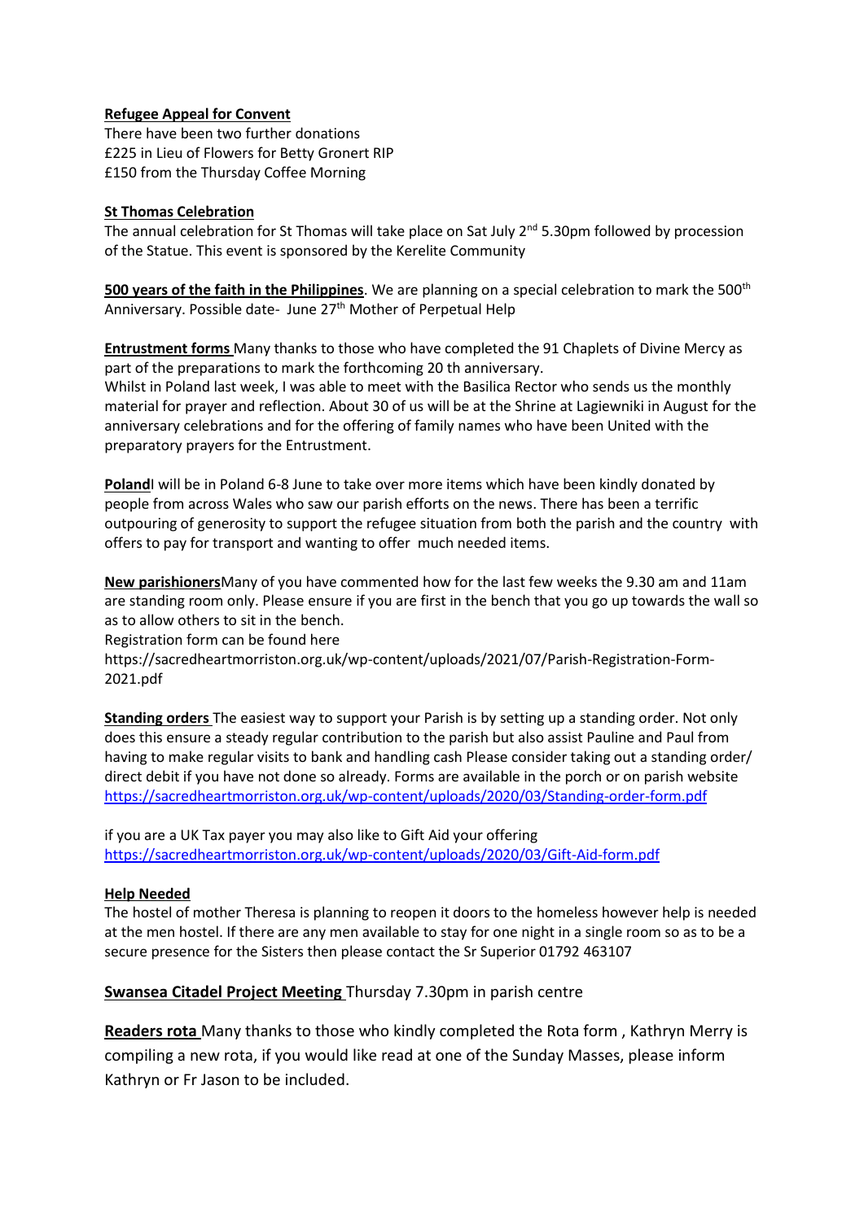**Refugee Appeal for Convent**
There have been two further donations
£225 in Lieu of Flowers for Betty Gronert RIP
£150 from the Thursday Coffee Morning

**St Thomas Celebration**
The annual celebration for St Thomas will take place on Sat July 2nd 5.30pm followed by procession of the Statue. This event is sponsored by the Kerelite Community

**500 years of the faith in the Philippines**. We are planning on a special celebration to mark the 500th Anniversary. Possible date- June 27th Mother of Perpetual Help

**Entrustment forms** Many thanks to those who have completed the 91 Chaplets of Divine Mercy as part of the preparations to mark the forthcoming 20 th anniversary.
Whilst in Poland last week, I was able to meet with the Basilica Rector who sends us the monthly material for prayer and reflection. About 30 of us will be at the Shrine at Lagiewniki in August for the anniversary celebrations and for the offering of family names who have been United with the preparatory prayers for the Entrustment.

**Poland**I will be in Poland 6-8 June to take over more items which have been kindly donated by people from across Wales who saw our parish efforts on the news. There has been a terrific outpouring of generosity to support the refugee situation from both the parish and the country with offers to pay for transport and wanting to offer much needed items.

**New parishioners**Many of you have commented how for the last few weeks the 9.30 am and 11am are standing room only. Please ensure if you are first in the bench that you go up towards the wall so as to allow others to sit in the bench.
Registration form can be found here
https://sacredheartmorriston.org.uk/wp-content/uploads/2021/07/Parish-Registration-Form-2021.pdf

**Standing orders** The easiest way to support your Parish is by setting up a standing order. Not only does this ensure a steady regular contribution to the parish but also assist Pauline and Paul from having to make regular visits to bank and handling cash Please consider taking out a standing order/ direct debit if you have not done so already. Forms are available in the porch or on parish website https://sacredheartmorriston.org.uk/wp-content/uploads/2020/03/Standing-order-form.pdf

if you are a UK Tax payer you may also like to Gift Aid your offering https://sacredheartmorriston.org.uk/wp-content/uploads/2020/03/Gift-Aid-form.pdf

**Help Needed**
The hostel of mother Theresa is planning to reopen it doors to the homeless however help is needed at the men hostel. If there are any men available to stay for one night in a single room so as to be a secure presence for the Sisters then please contact the Sr Superior 01792 463107

**Swansea Citadel Project Meeting** Thursday 7.30pm in parish centre

**Readers rota** Many thanks to those who kindly completed the Rota form , Kathryn Merry is compiling a new rota, if you would like read at one of the Sunday Masses, please inform Kathryn or Fr Jason to be included.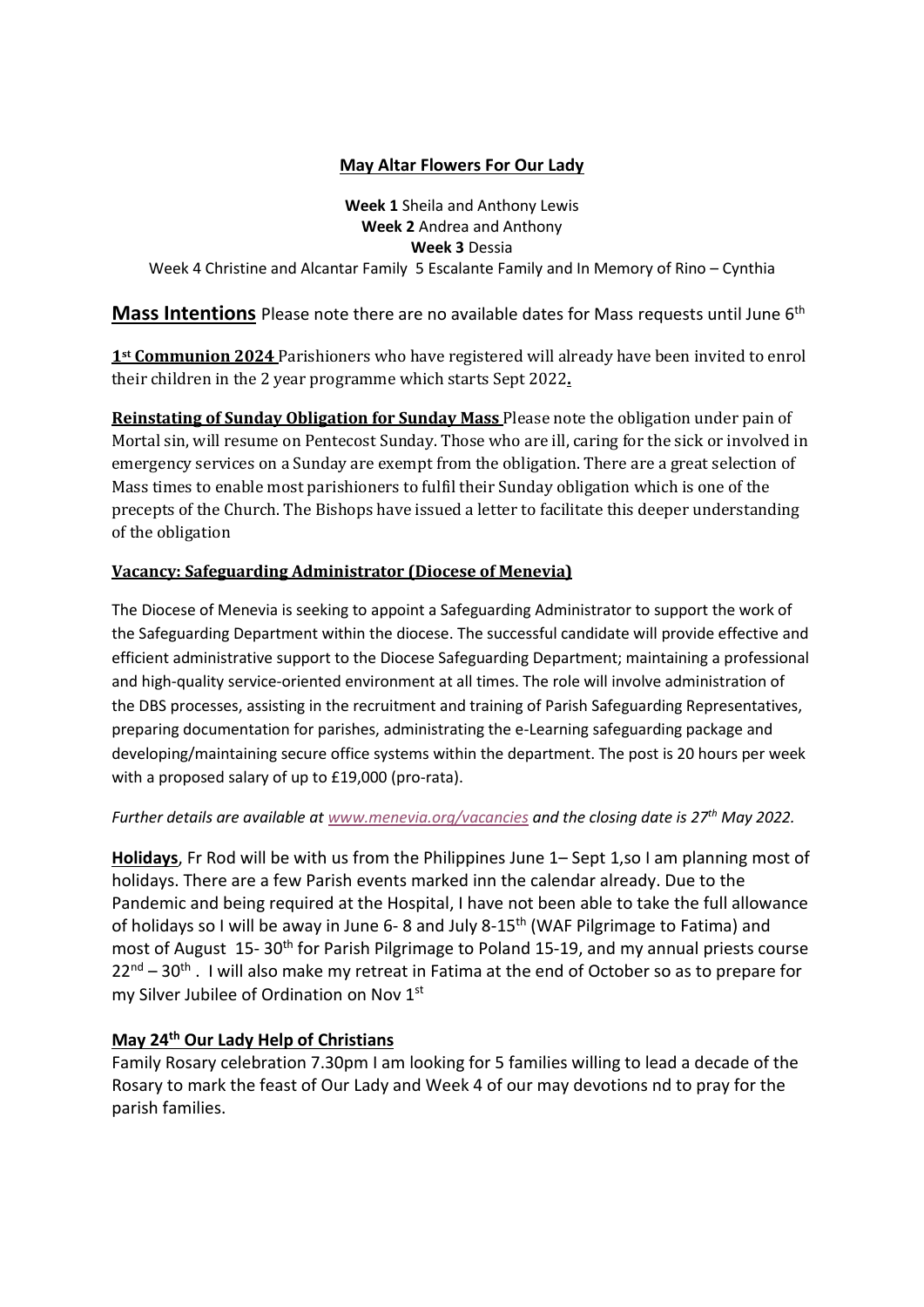**May Altar Flowers For Our Lady**

**Week 1** Sheila and Anthony Lewis
**Week 2** Andrea and Anthony
**Week 3** Dessia
Week 4 Christine and Alcantar Family 5 Escalante Family and In Memory of Rino – Cynthia

**Mass Intentions** Please note there are no available dates for Mass requests until June 6th

**1st Communion 2024** Parishioners who have registered will already have been invited to enrol their children in the 2 year programme which starts Sept 2022**.**

**Reinstating of Sunday Obligation for Sunday Mass** Please note the obligation under pain of Mortal sin, will resume on Pentecost Sunday. Those who are ill, caring for the sick or involved in emergency services on a Sunday are exempt from the obligation. There are a great selection of Mass times to enable most parishioners to fulfil their Sunday obligation which is one of the precepts of the Church. The Bishops have issued a letter to facilitate this deeper understanding of the obligation

**Vacancy: Safeguarding Administrator (Diocese of Menevia)**

The Diocese of Menevia is seeking to appoint a Safeguarding Administrator to support the work of the Safeguarding Department within the diocese. The successful candidate will provide effective and efficient administrative support to the Diocese Safeguarding Department; maintaining a professional and high-quality service-oriented environment at all times. The role will involve administration of the DBS processes, assisting in the recruitment and training of Parish Safeguarding Representatives, preparing documentation for parishes, administrating the e-Learning safeguarding package and developing/maintaining secure office systems within the department. The post is 20 hours per week with a proposed salary of up to £19,000 (pro-rata).

*Further details are available at www.menevia.org/vacancies and the closing date is 27th May 2022.*

**Holidays**, Fr Rod will be with us from the Philippines June 1– Sept 1,so I am planning most of holidays. There are a few Parish events marked inn the calendar already. Due to the Pandemic and being required at the Hospital, I have not been able to take the full allowance of holidays so I will be away in June 6- 8 and July 8-15th (WAF Pilgrimage to Fatima) and most of August 15- 30th for Parish Pilgrimage to Poland 15-19, and my annual priests course 22nd – 30th . I will also make my retreat in Fatima at the end of October so as to prepare for my Silver Jubilee of Ordination on Nov 1st

**May 24th Our Lady Help of Christians**

Family Rosary celebration 7.30pm I am looking for 5 families willing to lead a decade of the Rosary to mark the feast of Our Lady and Week 4 of our may devotions nd to pray for the parish families.